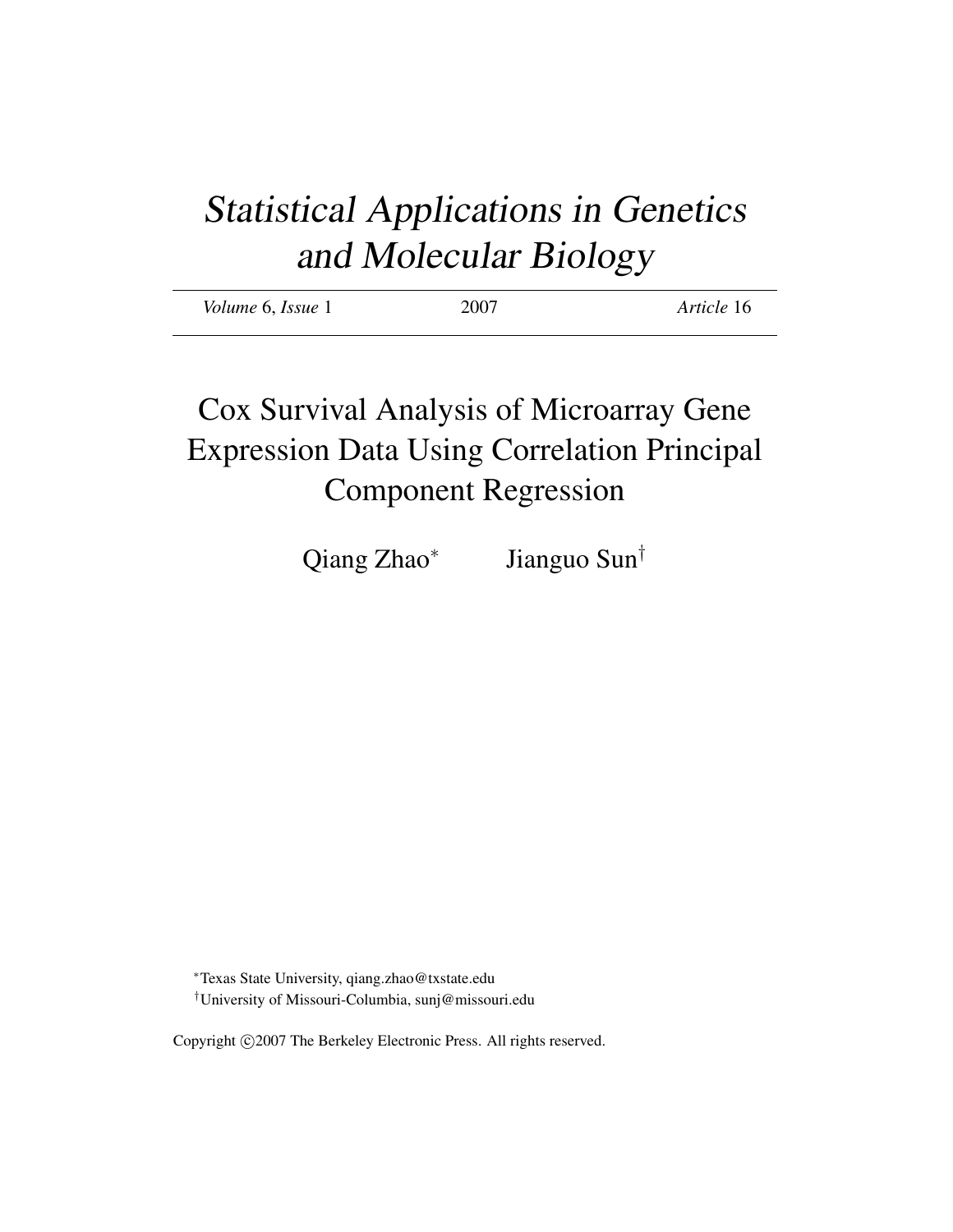# *Statistical Applications in Genetics and Molecular Biology*

*Volume* 6, *Issue* 1 — 2007 — *Article* 16

# Cox Survival Analysis of Microarray Gene Expression Data Using Correlation Principal Component Regression

Qiang Zhao* Jianguo Sun†

*Texas State University, qiang.zhao@txstate.edu

†University of Missouri-Columbia, sunj@missouri.edu

Copyright ©2007 The Berkeley Electronic Press. All rights reserved.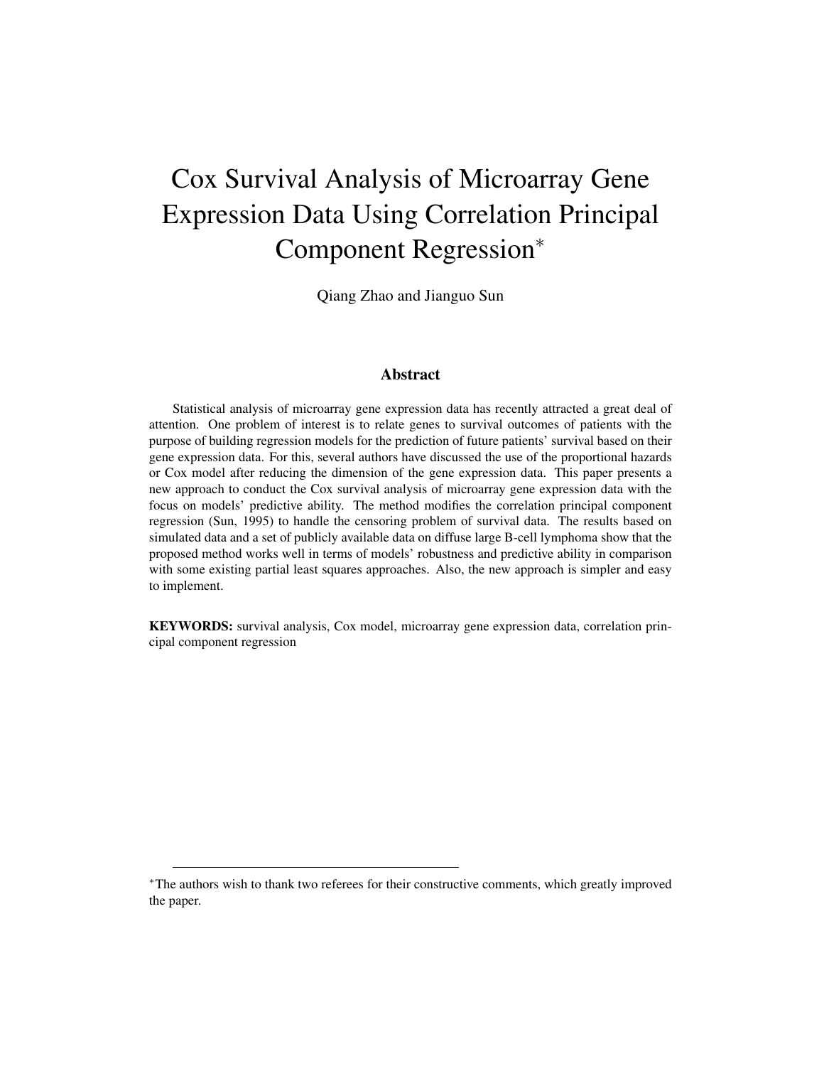# Cox Survival Analysis of Microarray Gene Expression Data Using Correlation Principal Component Regression*

Qiang Zhao and Jianguo Sun

## Abstract

Statistical analysis of microarray gene expression data has recently attracted a great deal of attention. One problem of interest is to relate genes to survival outcomes of patients with the purpose of building regression models for the prediction of future patients' survival based on their gene expression data. For this, several authors have discussed the use of the proportional hazards or Cox model after reducing the dimension of the gene expression data. This paper presents a new approach to conduct the Cox survival analysis of microarray gene expression data with the focus on models' predictive ability. The method modifies the correlation principal component regression (Sun, 1995) to handle the censoring problem of survival data. The results based on simulated data and a set of publicly available data on diffuse large B-cell lymphoma show that the proposed method works well in terms of models' robustness and predictive ability in comparison with some existing partial least squares approaches. Also, the new approach is simpler and easy to implement.

**KEYWORDS:** survival analysis, Cox model, microarray gene expression data, correlation principal component regression

---

*The authors wish to thank two referees for their constructive comments, which greatly improved the paper.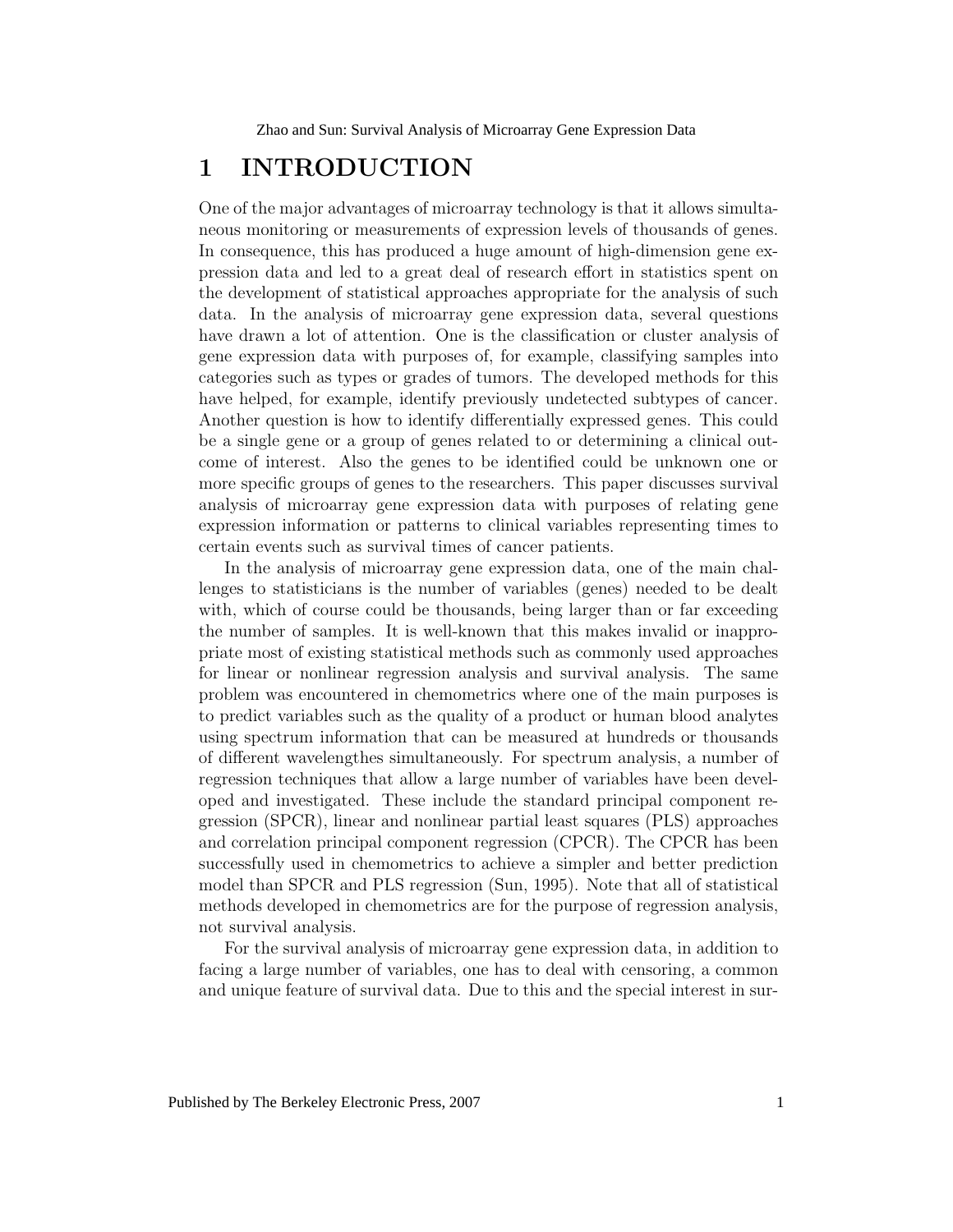# 1 INTRODUCTION

One of the major advantages of microarray technology is that it allows simultaneous monitoring or measurements of expression levels of thousands of genes. In consequence, this has produced a huge amount of high-dimension gene expression data and led to a great deal of research effort in statistics spent on the development of statistical approaches appropriate for the analysis of such data. In the analysis of microarray gene expression data, several questions have drawn a lot of attention. One is the classification or cluster analysis of gene expression data with purposes of, for example, classifying samples into categories such as types or grades of tumors. The developed methods for this have helped, for example, identify previously undetected subtypes of cancer. Another question is how to identify differentially expressed genes. This could be a single gene or a group of genes related to or determining a clinical outcome of interest. Also the genes to be identified could be unknown one or more specific groups of genes to the researchers. This paper discusses survival analysis of microarray gene expression data with purposes of relating gene expression information or patterns to clinical variables representing times to certain events such as survival times of cancer patients.

In the analysis of microarray gene expression data, one of the main challenges to statisticians is the number of variables (genes) needed to be dealt with, which of course could be thousands, being larger than or far exceeding the number of samples. It is well-known that this makes invalid or inappropriate most of existing statistical methods such as commonly used approaches for linear or nonlinear regression analysis and survival analysis. The same problem was encountered in chemometrics where one of the main purposes is to predict variables such as the quality of a product or human blood analytes using spectrum information that can be measured at hundreds or thousands of different wavelengthes simultaneously. For spectrum analysis, a number of regression techniques that allow a large number of variables have been developed and investigated. These include the standard principal component regression (SPCR), linear and nonlinear partial least squares (PLS) approaches and correlation principal component regression (CPCR). The CPCR has been successfully used in chemometrics to achieve a simpler and better prediction model than SPCR and PLS regression (Sun, 1995). Note that all of statistical methods developed in chemometrics are for the purpose of regression analysis, not survival analysis.

For the survival analysis of microarray gene expression data, in addition to facing a large number of variables, one has to deal with censoring, a common and unique feature of survival data. Due to this and the special interest in sur-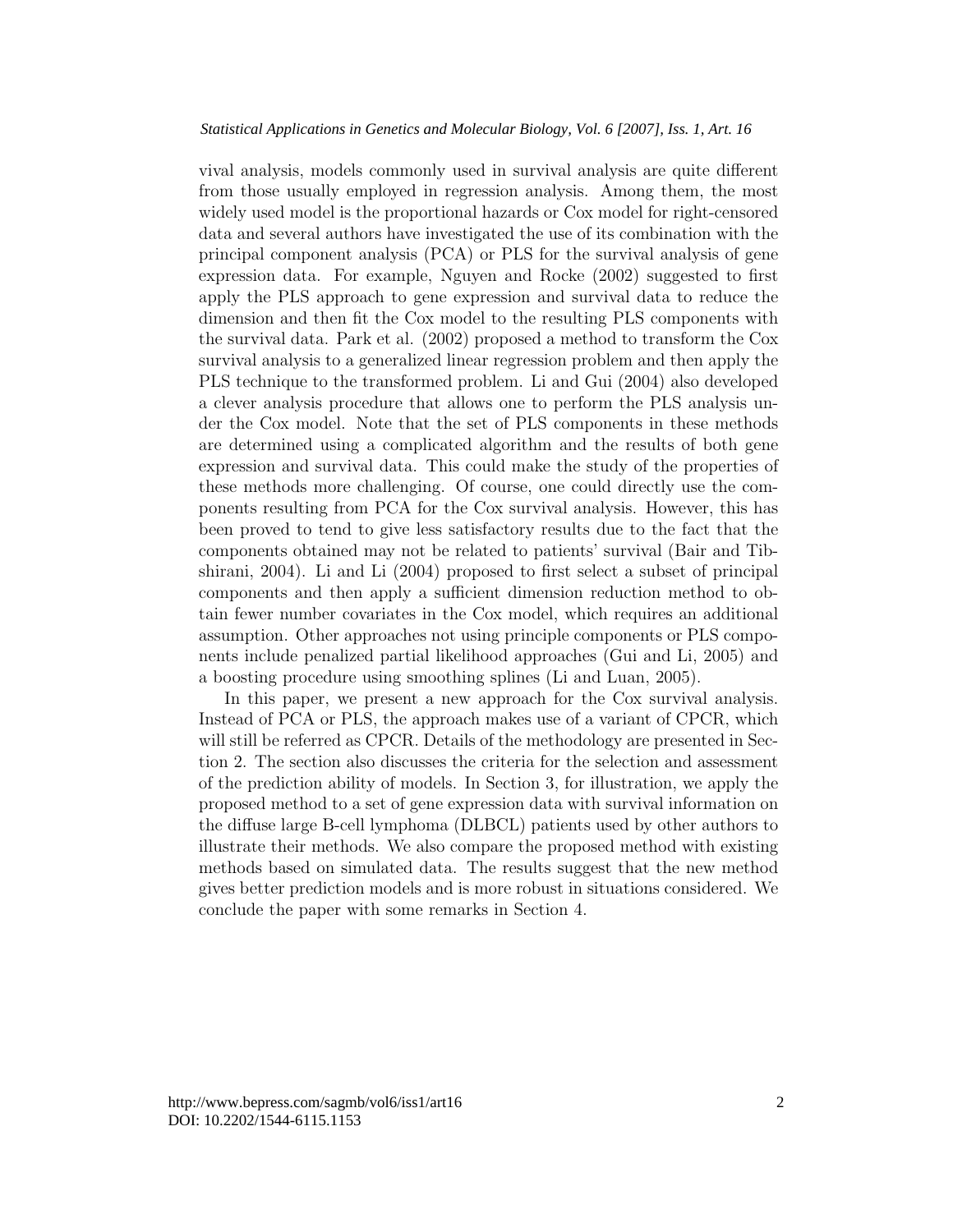vival analysis, models commonly used in survival analysis are quite different from those usually employed in regression analysis. Among them, the most widely used model is the proportional hazards or Cox model for right-censored data and several authors have investigated the use of its combination with the principal component analysis (PCA) or PLS for the survival analysis of gene expression data. For example, Nguyen and Rocke (2002) suggested to first apply the PLS approach to gene expression and survival data to reduce the dimension and then fit the Cox model to the resulting PLS components with the survival data. Park et al. (2002) proposed a method to transform the Cox survival analysis to a generalized linear regression problem and then apply the PLS technique to the transformed problem. Li and Gui (2004) also developed a clever analysis procedure that allows one to perform the PLS analysis under the Cox model. Note that the set of PLS components in these methods are determined using a complicated algorithm and the results of both gene expression and survival data. This could make the study of the properties of these methods more challenging. Of course, one could directly use the components resulting from PCA for the Cox survival analysis. However, this has been proved to tend to give less satisfactory results due to the fact that the components obtained may not be related to patients' survival (Bair and Tibshirani, 2004). Li and Li (2004) proposed to first select a subset of principal components and then apply a sufficient dimension reduction method to obtain fewer number covariates in the Cox model, which requires an additional assumption. Other approaches not using principle components or PLS components include penalized partial likelihood approaches (Gui and Li, 2005) and a boosting procedure using smoothing splines (Li and Luan, 2005).

In this paper, we present a new approach for the Cox survival analysis. Instead of PCA or PLS, the approach makes use of a variant of CPCR, which will still be referred as CPCR. Details of the methodology are presented in Section 2. The section also discusses the criteria for the selection and assessment of the prediction ability of models. In Section 3, for illustration, we apply the proposed method to a set of gene expression data with survival information on the diffuse large B-cell lymphoma (DLBCL) patients used by other authors to illustrate their methods. We also compare the proposed method with existing methods based on simulated data. The results suggest that the new method gives better prediction models and is more robust in situations considered. We conclude the paper with some remarks in Section 4.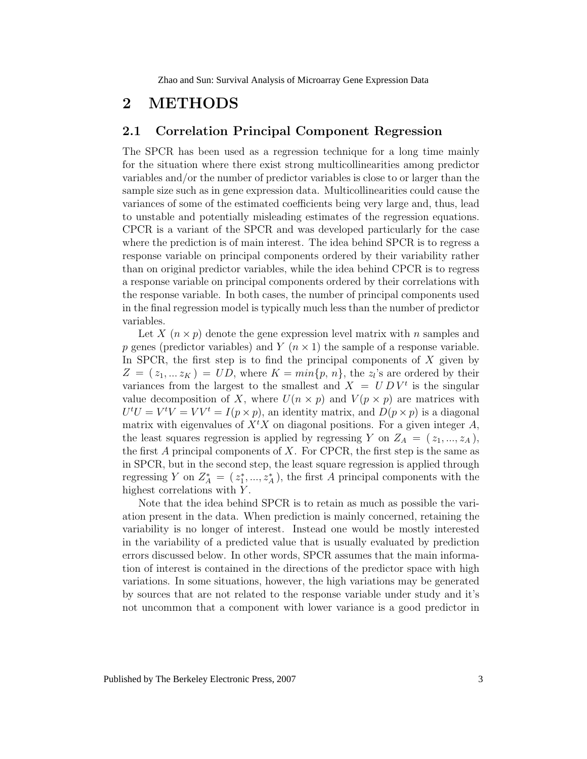# 2 METHODS

## 2.1 Correlation Principal Component Regression

The SPCR has been used as a regression technique for a long time mainly for the situation where there exist strong multicollinearities among predictor variables and/or the number of predictor variables is close to or larger than the sample size such as in gene expression data. Multicollinearities could cause the variances of some of the estimated coefficients being very large and, thus, lead to unstable and potentially misleading estimates of the regression equations. CPCR is a variant of the SPCR and was developed particularly for the case where the prediction is of main interest. The idea behind SPCR is to regress a response variable on principal components ordered by their variability rather than on original predictor variables, while the idea behind CPCR is to regress a response variable on principal components ordered by their correlations with the response variable. In both cases, the number of principal components used in the final regression model is typically much less than the number of predictor variables.

Let $X$ $(n \times p)$ denote the gene expression level matrix with $n$ samples and $p$ genes (predictor variables) and $Y$ $(n \times 1)$ the sample of a response variable. In SPCR, the first step is to find the principal components of $X$ given by $Z = (\, z_1, ... z_K \,) = UD$, where $K = min\{p, n\}$, the $z_l$'s are ordered by their variances from the largest to the smallest and $X = U\,D\,V^t$ is the singular value decomposition of $X$, where $U(n \times p)$ and $V(p \times p)$ are matrices with $U^tU = V^tV = VV^t = I(p \times p)$, an identity matrix, and $D(p \times p)$ is a diagonal matrix with eigenvalues of $X^tX$ on diagonal positions. For a given integer $A$, the least squares regression is applied by regressing $Y$ on $Z_A = (\, z_1, ..., z_A \,)$, the first $A$ principal components of $X$. For CPCR, the first step is the same as in SPCR, but in the second step, the least square regression is applied through regressing $Y$ on $Z_A^* = (\, z_1^*, ..., z_A^* \,)$, the first $A$ principal components with the highest correlations with $Y$.

Note that the idea behind SPCR is to retain as much as possible the variation present in the data. When prediction is mainly concerned, retaining the variability is no longer of interest. Instead one would be mostly interested in the variability of a predicted value that is usually evaluated by prediction errors discussed below. In other words, SPCR assumes that the main information of interest is contained in the directions of the predictor space with high variations. In some situations, however, the high variations may be generated by sources that are not related to the response variable under study and it's not uncommon that a component with lower variance is a good predictor in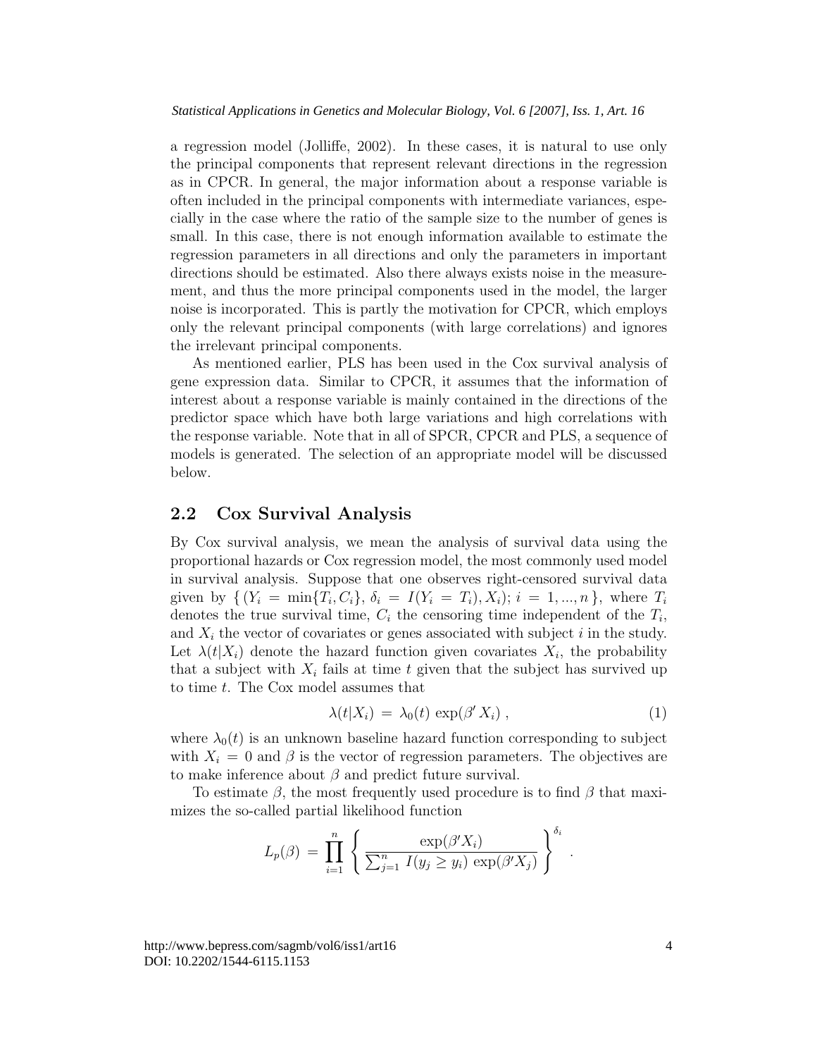a regression model (Jolliffe, 2002). In these cases, it is natural to use only the principal components that represent relevant directions in the regression as in CPCR. In general, the major information about a response variable is often included in the principal components with intermediate variances, especially in the case where the ratio of the sample size to the number of genes is small. In this case, there is not enough information available to estimate the regression parameters in all directions and only the parameters in important directions should be estimated. Also there always exists noise in the measurement, and thus the more principal components used in the model, the larger noise is incorporated. This is partly the motivation for CPCR, which employs only the relevant principal components (with large correlations) and ignores the irrelevant principal components.

As mentioned earlier, PLS has been used in the Cox survival analysis of gene expression data. Similar to CPCR, it assumes that the information of interest about a response variable is mainly contained in the directions of the predictor space which have both large variations and high correlations with the response variable. Note that in all of SPCR, CPCR and PLS, a sequence of models is generated. The selection of an appropriate model will be discussed below.

## 2.2 Cox Survival Analysis

By Cox survival analysis, we mean the analysis of survival data using the proportional hazards or Cox regression model, the most commonly used model in survival analysis. Suppose that one observes right-censored survival data given by $\{ (Y_i = \min\{T_i, C_i\}, \delta_i = I(Y_i = T_i), X_i);\ i = 1, ..., n \}$, where $T_i$ denotes the true survival time, $C_i$ the censoring time independent of the $T_i$, and $X_i$ the vector of covariates or genes associated with subject $i$ in the study. Let $\lambda(t|X_i)$ denote the hazard function given covariates $X_i$, the probability that a subject with $X_i$ fails at time $t$ given that the subject has survived up to time $t$. The Cox model assumes that

$$\lambda(t|X_i) = \lambda_0(t) \exp(\beta' X_i) , \tag{1}$$

where $\lambda_0(t)$ is an unknown baseline hazard function corresponding to subject with $X_i = 0$ and $\beta$ is the vector of regression parameters. The objectives are to make inference about $\beta$ and predict future survival.

To estimate $\beta$, the most frequently used procedure is to find $\beta$ that maximizes the so-called partial likelihood function

$$L_p(\beta) = \prod_{i=1}^{n} \left\{ \frac{\exp(\beta' X_i)}{\sum_{j=1}^{n} I(y_j \geq y_i) \exp(\beta' X_j)} \right\}^{\delta_i} .$$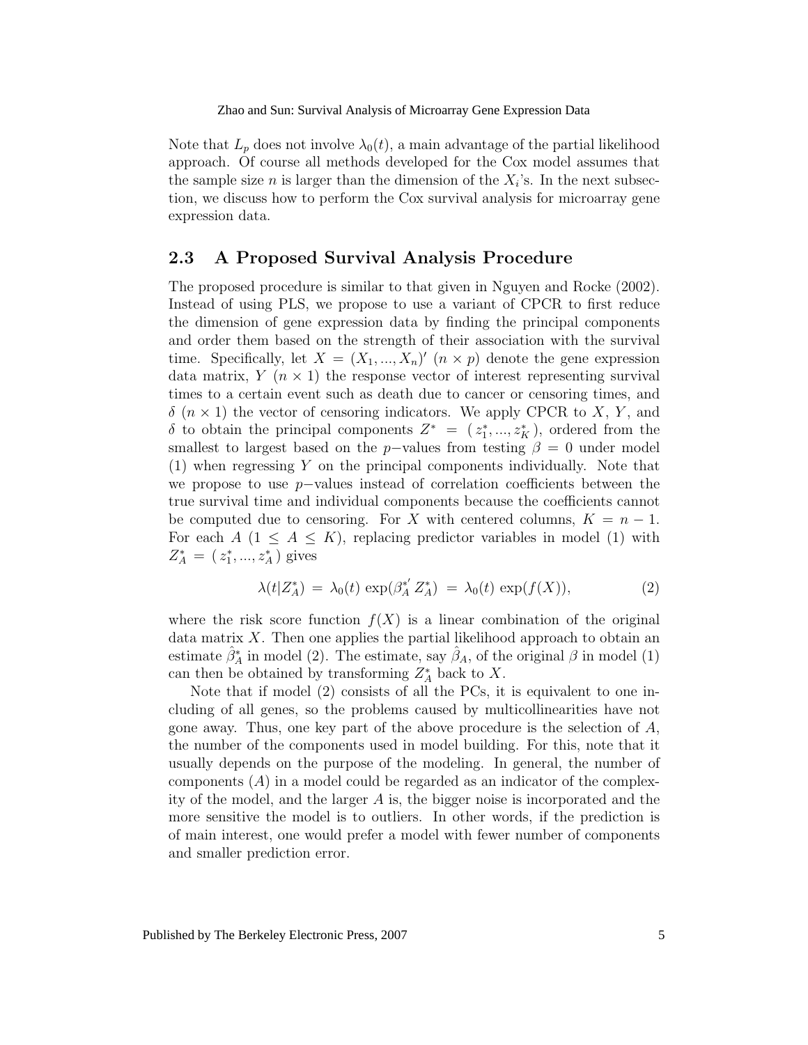Note that $L_p$ does not involve $\lambda_0(t)$, a main advantage of the partial likelihood approach. Of course all methods developed for the Cox model assumes that the sample size $n$ is larger than the dimension of the $X_i$'s. In the next subsection, we discuss how to perform the Cox survival analysis for microarray gene expression data.

## 2.3 A Proposed Survival Analysis Procedure

The proposed procedure is similar to that given in Nguyen and Rocke (2002). Instead of using PLS, we propose to use a variant of CPCR to first reduce the dimension of gene expression data by finding the principal components and order them based on the strength of their association with the survival time. Specifically, let $X = (X_1, ..., X_n)'$ $(n \times p)$ denote the gene expression data matrix, $Y$ $(n \times 1)$ the response vector of interest representing survival times to a certain event such as death due to cancer or censoring times, and $\delta$ $(n \times 1)$ the vector of censoring indicators. We apply CPCR to $X$, $Y$, and $\delta$ to obtain the principal components $Z^* = (z_1^*, ..., z_K^*)$, ordered from the smallest to largest based on the $p-$values from testing $\beta = 0$ under model (1) when regressing $Y$ on the principal components individually. Note that we propose to use $p-$values instead of correlation coefficients between the true survival time and individual components because the coefficients cannot be computed due to censoring. For $X$ with centered columns, $K = n - 1$. For each $A$ $(1 \leq A \leq K)$, replacing predictor variables in model (1) with $Z_A^* = (z_1^*, ..., z_A^*)$ gives

$$\lambda(t|Z_A^*) = \lambda_0(t) \exp(\beta_A^{*'} Z_A^*) = \lambda_0(t) \exp(f(X)), \tag{2}$$

where the risk score function $f(X)$ is a linear combination of the original data matrix $X$. Then one applies the partial likelihood approach to obtain an estimate $\hat{\beta}_A^*$ in model (2). The estimate, say $\hat{\beta}_A$, of the original $\beta$ in model (1) can then be obtained by transforming $Z_A^*$ back to $X$.

Note that if model (2) consists of all the PCs, it is equivalent to one including of all genes, so the problems caused by multicollinearities have not gone away. Thus, one key part of the above procedure is the selection of $A$, the number of the components used in model building. For this, note that it usually depends on the purpose of the modeling. In general, the number of components ($A$) in a model could be regarded as an indicator of the complexity of the model, and the larger $A$ is, the bigger noise is incorporated and the more sensitive the model is to outliers. In other words, if the prediction is of main interest, one would prefer a model with fewer number of components and smaller prediction error.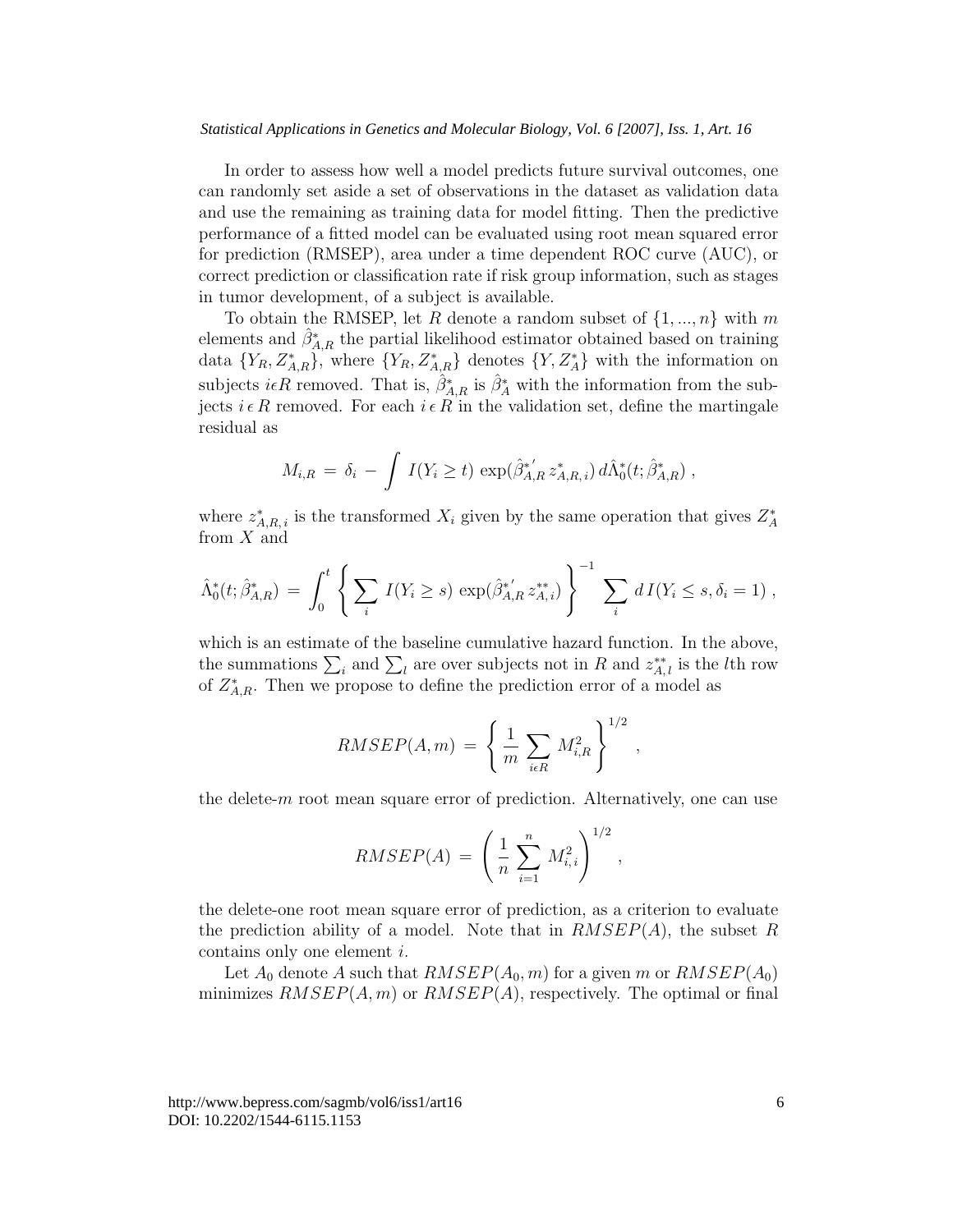In order to assess how well a model predicts future survival outcomes, one can randomly set aside a set of observations in the dataset as validation data and use the remaining as training data for model fitting. Then the predictive performance of a fitted model can be evaluated using root mean squared error for prediction (RMSEP), area under a time dependent ROC curve (AUC), or correct prediction or classification rate if risk group information, such as stages in tumor development, of a subject is available.

To obtain the RMSEP, let $R$ denote a random subset of $\{1, ..., n\}$ with $m$ elements and $\hat{\beta}^*_{A,R}$ the partial likelihood estimator obtained based on training data $\{Y_R, Z^*_{A,R}\}$, where $\{Y_R, Z^*_{A,R}\}$ denotes $\{Y, Z^*_A\}$ with the information on subjects $i \epsilon R$ removed. That is, $\hat{\beta}^*_{A,R}$ is $\hat{\beta}^*_A$ with the information from the subjects $i \, \epsilon \, R$ removed. For each $i \, \epsilon \, R$ in the validation set, define the martingale residual as

$$M_{i,R} \, = \, \delta_i \, - \, \int \, I(Y_i \geq t) \, \exp(\hat{\beta}^{*'}_{A,R} \, z^*_{A,R,\,i}) \, d\hat{\Lambda}^*_0(t; \hat{\beta}^*_{A,R}) \; ,$$

where $z^*_{A,R,\,i}$ is the transformed $X_i$ given by the same operation that gives $Z^*_A$ from $X$ and

$$\hat{\Lambda}^*_0(t; \hat{\beta}^*_{A,R}) \, = \, \int_0^t \left\{ \sum_i \, I(Y_i \geq s) \, \exp(\hat{\beta}^{*'}_{A,R} \, z^{**}_{A,\,i}) \right\}^{-1} \sum_i \, d\, I(Y_i \leq s, \delta_i = 1) \; ,$$

which is an estimate of the baseline cumulative hazard function. In the above, the summations $\sum_i$ and $\sum_l$ are over subjects not in $R$ and $z^{**}_{A,\,l}$ is the $l$th row of $Z^*_{A,R}$. Then we propose to define the prediction error of a model as

$$RMSEP(A, m) \, = \, \left\{ \frac{1}{m} \sum_{i \epsilon R} \, M^2_{i,R} \right\}^{1/2} \; ,$$

the delete-$m$ root mean square error of prediction. Alternatively, one can use

$$RMSEP(A) \, = \, \left( \frac{1}{n} \sum_{i=1}^{n} \, M^2_{i,\,i} \right)^{1/2} \; ,$$

the delete-one root mean square error of prediction, as a criterion to evaluate the prediction ability of a model. Note that in $RMSEP(A)$, the subset $R$ contains only one element $i$.

Let $A_0$ denote $A$ such that $RMSEP(A_0, m)$ for a given $m$ or $RMSEP(A_0)$ minimizes $RMSEP(A, m)$ or $RMSEP(A)$, respectively. The optimal or final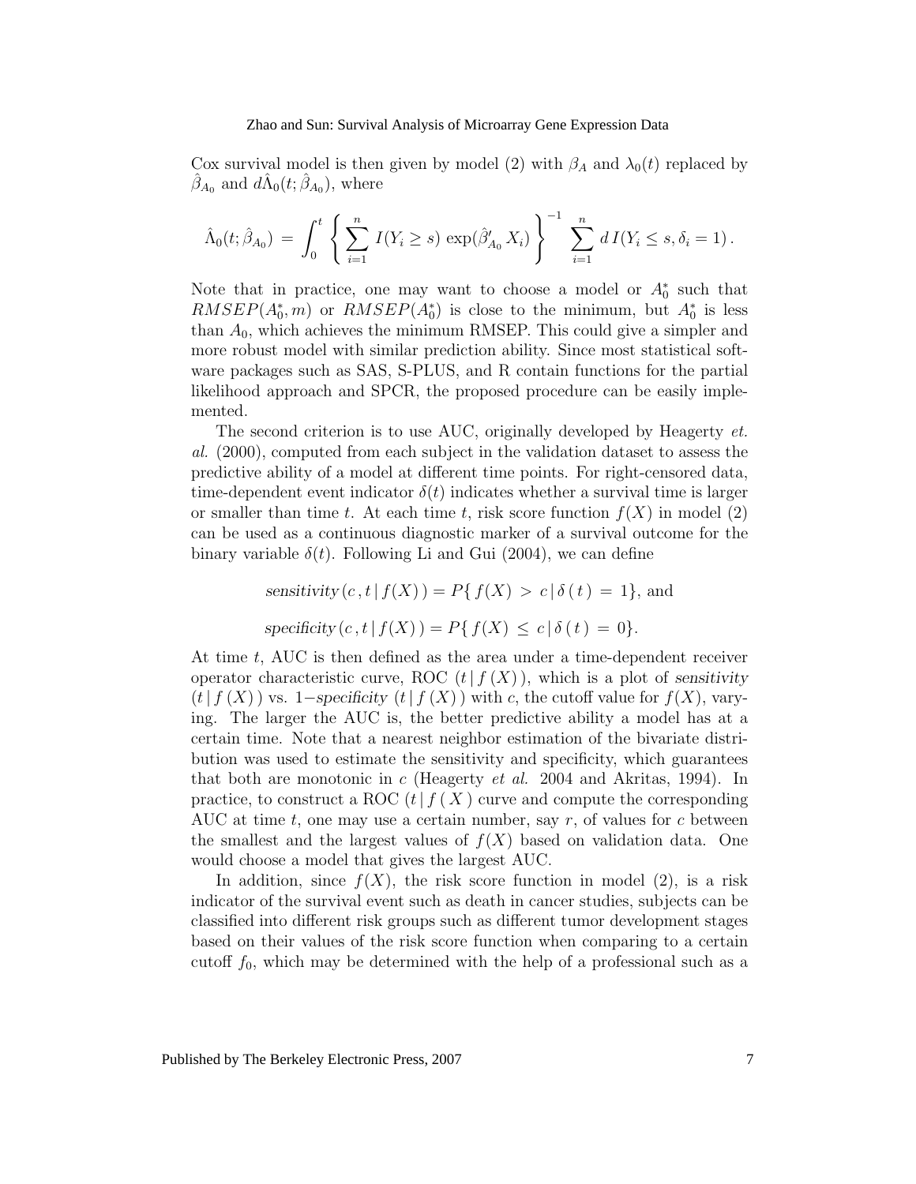Cox survival model is then given by model (2) with $\beta_A$ and $\lambda_0(t)$ replaced by $\hat{\beta}_{A_0}$ and $d\hat{\Lambda}_0(t;\hat{\beta}_{A_0})$, where

$$\hat{\Lambda}_0(t;\hat{\beta}_{A_0}) \;=\; \int_0^t \left\{ \sum_{i=1}^{n} I(Y_i \geq s)\, \exp(\hat{\beta}'_{A_0} X_i) \right\}^{-1} \sum_{i=1}^{n} d\, I(Y_i \leq s, \delta_i = 1)\,.$$

Note that in practice, one may want to choose a model or $A_0^*$ such that $RMSEP(A_0^*, m)$ or $RMSEP(A_0^*)$ is close to the minimum, but $A_0^*$ is less than $A_0$, which achieves the minimum RMSEP. This could give a simpler and more robust model with similar prediction ability. Since most statistical software packages such as SAS, S-PLUS, and R contain functions for the partial likelihood approach and SPCR, the proposed procedure can be easily implemented.

The second criterion is to use AUC, originally developed by Heagerty *et. al.* (2000), computed from each subject in the validation dataset to assess the predictive ability of a model at different time points. For right-censored data, time-dependent event indicator $\delta(t)$ indicates whether a survival time is larger or smaller than time $t$. At each time $t$, risk score function $f(X)$ in model (2) can be used as a continuous diagnostic marker of a survival outcome for the binary variable $\delta(t)$. Following Li and Gui (2004), we can define

$$\textit{sensitivity}\,(c\,, t \,|\, f(X)\,) = P\{\, f(X) \;>\; c \,|\, \delta\,(\,t\,) \;=\; 1\}, \text{ and}$$

$$\textit{specificity}\,(c\,, t \,|\, f(X)\,) = P\{\, f(X) \;\leq\; c \,|\, \delta\,(\,t\,) \;=\; 0\}.$$

At time $t$, AUC is then defined as the area under a time-dependent receiver operator characteristic curve, ROC $(t\,|\,f\,(X)\,)$, which is a plot of *sensitivity* $(t\,|\,f\,(X)\,)$ vs. $1-$*specificity* $(t\,|\,f\,(X)\,)$ with $c$, the cutoff value for $f(X)$, varying. The larger the AUC is, the better predictive ability a model has at a certain time. Note that a nearest neighbor estimation of the bivariate distribution was used to estimate the sensitivity and specificity, which guarantees that both are monotonic in $c$ (Heagerty *et al.* 2004 and Akritas, 1994). In practice, to construct a ROC $(t\,|\,f\,(\,X\,)$ curve and compute the corresponding AUC at time $t$, one may use a certain number, say $r$, of values for $c$ between the smallest and the largest values of $f(X)$ based on validation data. One would choose a model that gives the largest AUC.

In addition, since $f(X)$, the risk score function in model (2), is a risk indicator of the survival event such as death in cancer studies, subjects can be classified into different risk groups such as different tumor development stages based on their values of the risk score function when comparing to a certain cutoff $f_0$, which may be determined with the help of a professional such as a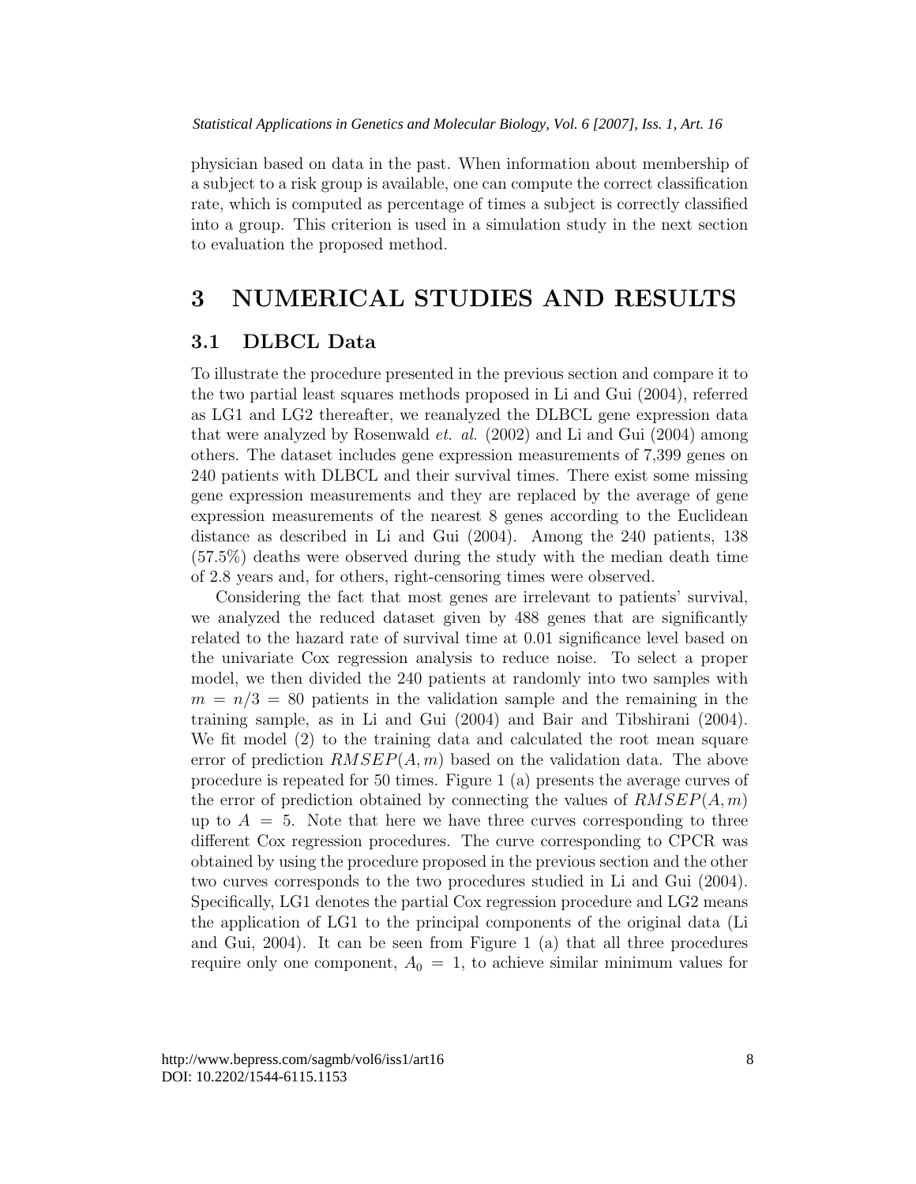physician based on data in the past. When information about membership of a subject to a risk group is available, one can compute the correct classification rate, which is computed as percentage of times a subject is correctly classified into a group. This criterion is used in a simulation study in the next section to evaluation the proposed method.

# 3 NUMERICAL STUDIES AND RESULTS

## 3.1 DLBCL Data

To illustrate the procedure presented in the previous section and compare it to the two partial least squares methods proposed in Li and Gui (2004), referred as LG1 and LG2 thereafter, we reanalyzed the DLBCL gene expression data that were analyzed by Rosenwald *et. al.* (2002) and Li and Gui (2004) among others. The dataset includes gene expression measurements of 7,399 genes on 240 patients with DLBCL and their survival times. There exist some missing gene expression measurements and they are replaced by the average of gene expression measurements of the nearest 8 genes according to the Euclidean distance as described in Li and Gui (2004). Among the 240 patients, 138 (57.5%) deaths were observed during the study with the median death time of 2.8 years and, for others, right-censoring times were observed.

Considering the fact that most genes are irrelevant to patients' survival, we analyzed the reduced dataset given by 488 genes that are significantly related to the hazard rate of survival time at 0.01 significance level based on the univariate Cox regression analysis to reduce noise. To select a proper model, we then divided the 240 patients at randomly into two samples with $m = n/3 = 80$ patients in the validation sample and the remaining in the training sample, as in Li and Gui (2004) and Bair and Tibshirani (2004). We fit model (2) to the training data and calculated the root mean square error of prediction $RMSEP(A, m)$ based on the validation data. The above procedure is repeated for 50 times. Figure 1 (a) presents the average curves of the error of prediction obtained by connecting the values of $RMSEP(A, m)$ up to $A = 5$. Note that here we have three curves corresponding to three different Cox regression procedures. The curve corresponding to CPCR was obtained by using the procedure proposed in the previous section and the other two curves corresponds to the two procedures studied in Li and Gui (2004). Specifically, LG1 denotes the partial Cox regression procedure and LG2 means the application of LG1 to the principal components of the original data (Li and Gui, 2004). It can be seen from Figure 1 (a) that all three procedures require only one component, $A_0 = 1$, to achieve similar minimum values for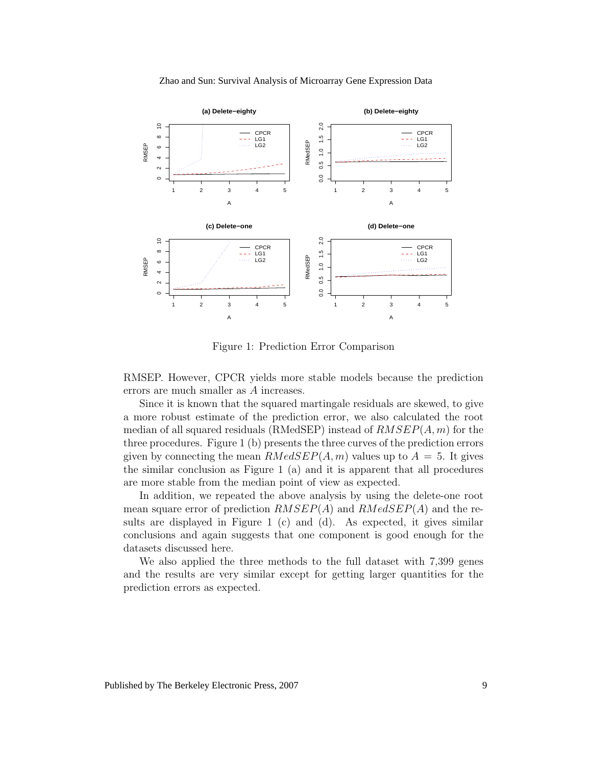Figure 1: Prediction Error Comparison

RMSEP. However, CPCR yields more stable models because the prediction errors are much smaller as $A$ increases.

Since it is known that the squared martingale residuals are skewed, to give a more robust estimate of the prediction error, we also calculated the root median of all squared residuals (RMedSEP) instead of $RMSEP(A, m)$ for the three procedures. Figure 1 (b) presents the three curves of the prediction errors given by connecting the mean $RMedSEP(A, m)$ values up to $A = 5$. It gives the similar conclusion as Figure 1 (a) and it is apparent that all procedures are more stable from the median point of view as expected.

In addition, we repeated the above analysis by using the delete-one root mean square error of prediction $RMSEP(A)$ and $RMedSEP(A)$ and the results are displayed in Figure 1 (c) and (d). As expected, it gives similar conclusions and again suggests that one component is good enough for the datasets discussed here.

We also applied the three methods to the full dataset with 7,399 genes and the results are very similar except for getting larger quantities for the prediction errors as expected.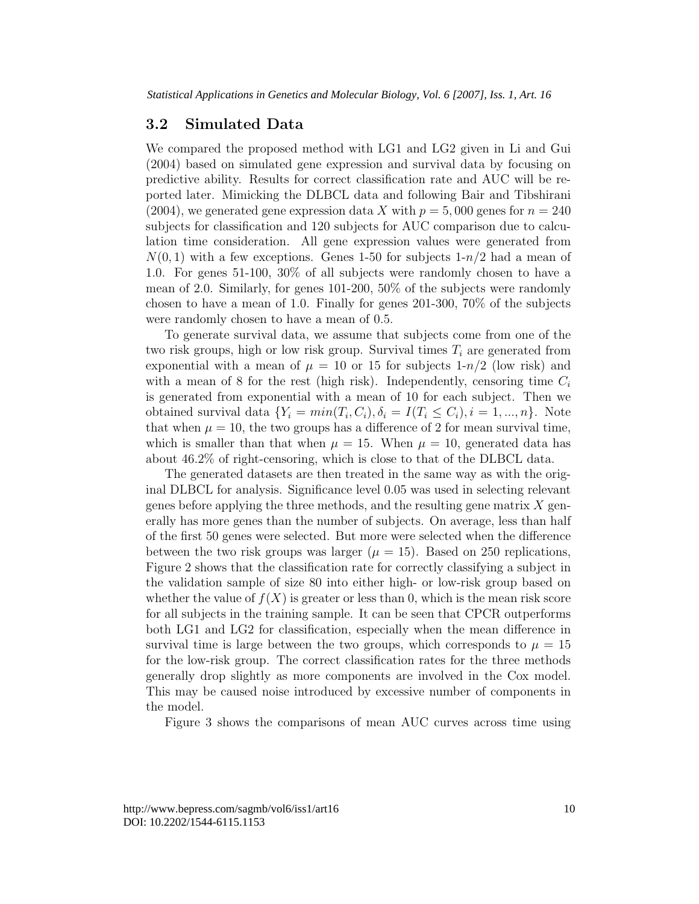## 3.2 Simulated Data

We compared the proposed method with LG1 and LG2 given in Li and Gui (2004) based on simulated gene expression and survival data by focusing on predictive ability. Results for correct classification rate and AUC will be reported later. Mimicking the DLBCL data and following Bair and Tibshirani (2004), we generated gene expression data $X$ with $p = 5,000$ genes for $n = 240$ subjects for classification and 120 subjects for AUC comparison due to calculation time consideration. All gene expression values were generated from $N(0, 1)$ with a few exceptions. Genes 1-50 for subjects 1-$n/2$ had a mean of 1.0. For genes 51-100, 30% of all subjects were randomly chosen to have a mean of 2.0. Similarly, for genes 101-200, 50% of the subjects were randomly chosen to have a mean of 1.0. Finally for genes 201-300, 70% of the subjects were randomly chosen to have a mean of 0.5.

To generate survival data, we assume that subjects come from one of the two risk groups, high or low risk group. Survival times $T_i$ are generated from exponential with a mean of $\mu = 10$ or 15 for subjects 1-$n/2$ (low risk) and with a mean of 8 for the rest (high risk). Independently, censoring time $C_i$ is generated from exponential with a mean of 10 for each subject. Then we obtained survival data $\{Y_i = min(T_i, C_i), \delta_i = I(T_i \leq C_i), i = 1, ..., n\}$. Note that when $\mu = 10$, the two groups has a difference of 2 for mean survival time, which is smaller than that when $\mu = 15$. When $\mu = 10$, generated data has about 46.2% of right-censoring, which is close to that of the DLBCL data.

The generated datasets are then treated in the same way as with the original DLBCL for analysis. Significance level 0.05 was used in selecting relevant genes before applying the three methods, and the resulting gene matrix $X$ generally has more genes than the number of subjects. On average, less than half of the first 50 genes were selected. But more were selected when the difference between the two risk groups was larger ($\mu = 15$). Based on 250 replications, Figure 2 shows that the classification rate for correctly classifying a subject in the validation sample of size 80 into either high- or low-risk group based on whether the value of $f(X)$ is greater or less than 0, which is the mean risk score for all subjects in the training sample. It can be seen that CPCR outperforms both LG1 and LG2 for classification, especially when the mean difference in survival time is large between the two groups, which corresponds to $\mu = 15$ for the low-risk group. The correct classification rates for the three methods generally drop slightly as more components are involved in the Cox model. This may be caused noise introduced by excessive number of components in the model.

Figure 3 shows the comparisons of mean AUC curves across time using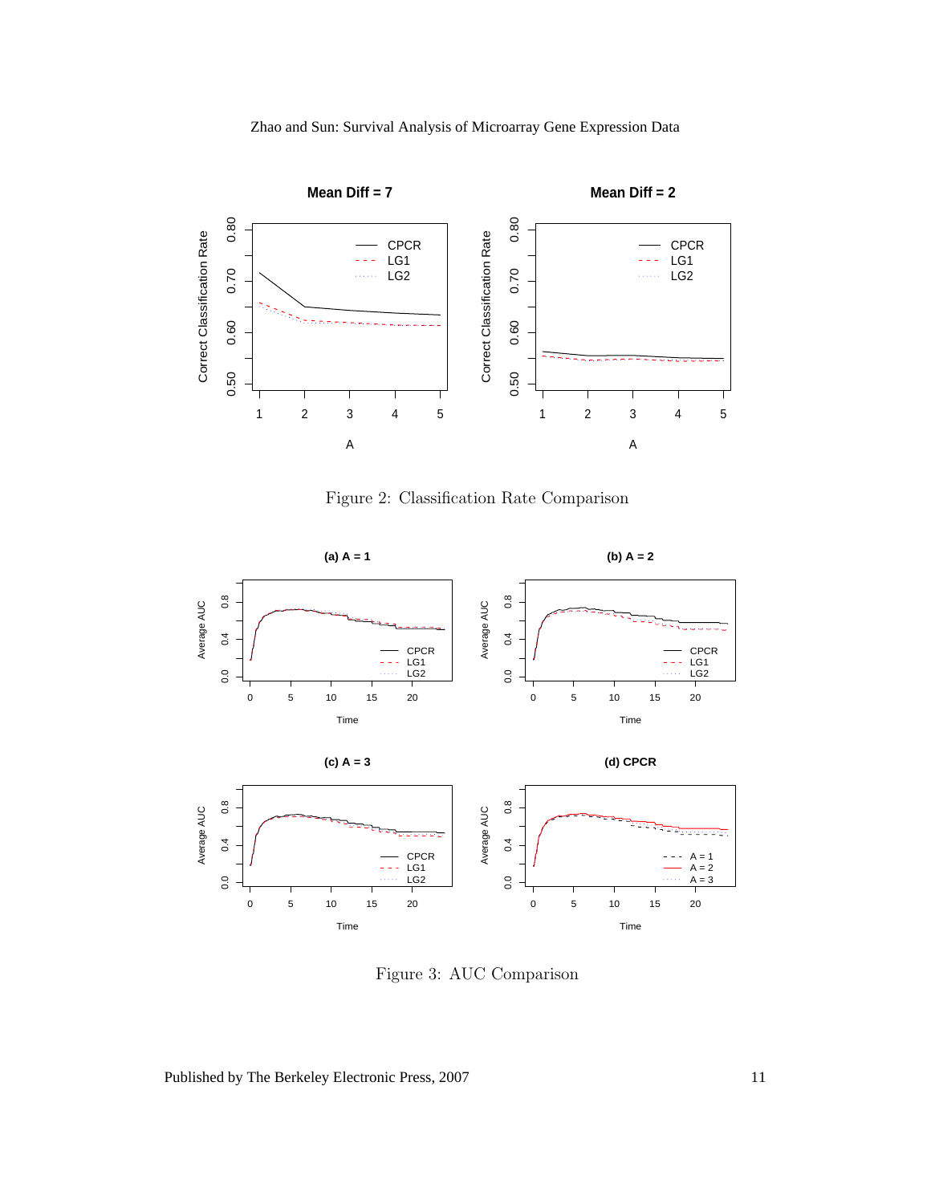Figure 2: Classification Rate Comparison

Figure 3: AUC Comparison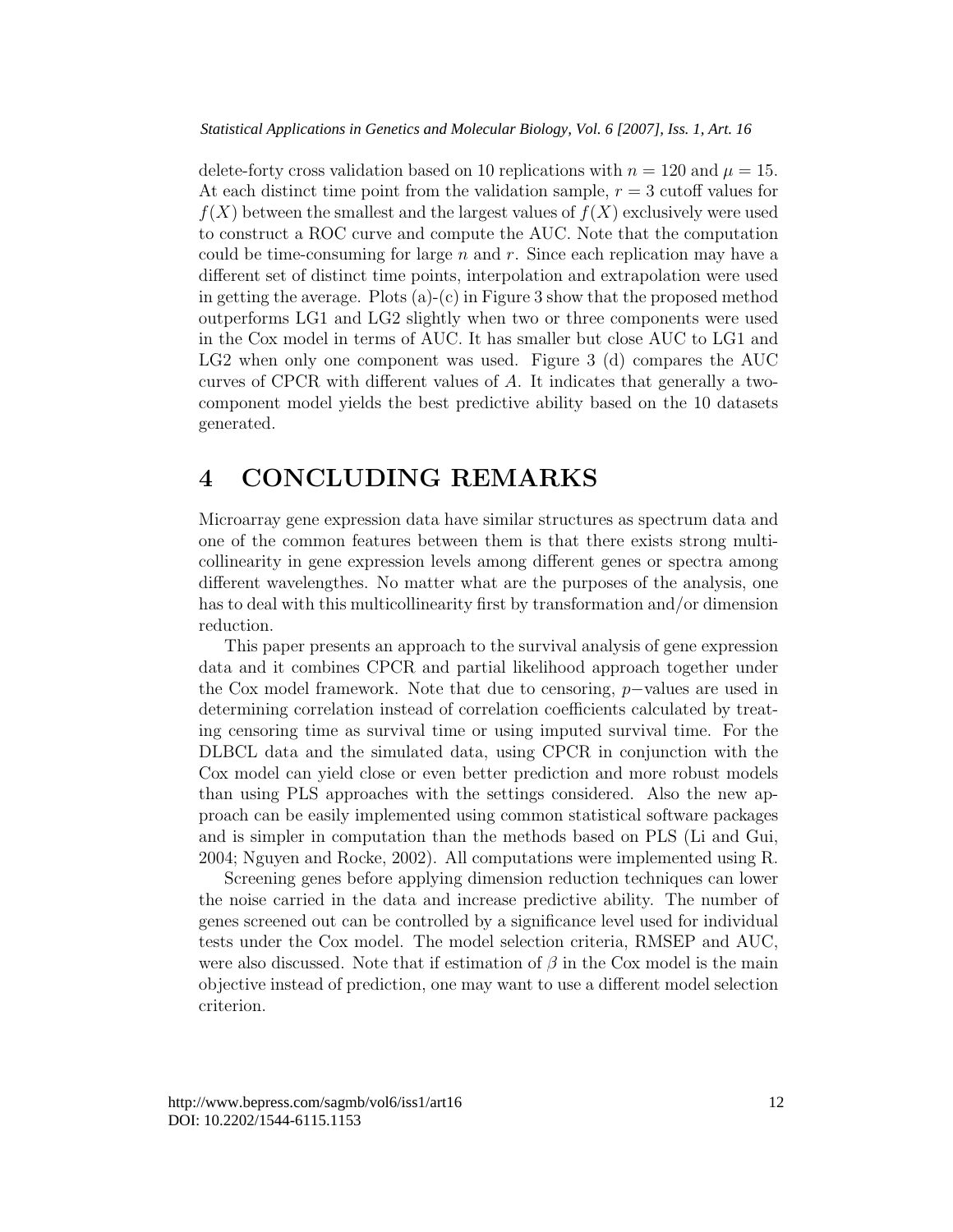delete-forty cross validation based on 10 replications with $n = 120$ and $\mu = 15$. At each distinct time point from the validation sample, $r = 3$ cutoff values for $f(X)$ between the smallest and the largest values of $f(X)$ exclusively were used to construct a ROC curve and compute the AUC. Note that the computation could be time-consuming for large $n$ and $r$. Since each replication may have a different set of distinct time points, interpolation and extrapolation were used in getting the average. Plots (a)-(c) in Figure 3 show that the proposed method outperforms LG1 and LG2 slightly when two or three components were used in the Cox model in terms of AUC. It has smaller but close AUC to LG1 and LG2 when only one component was used. Figure 3 (d) compares the AUC curves of CPCR with different values of $A$. It indicates that generally a two-component model yields the best predictive ability based on the 10 datasets generated.

# 4 CONCLUDING REMARKS

Microarray gene expression data have similar structures as spectrum data and one of the common features between them is that there exists strong multicollinearity in gene expression levels among different genes or spectra among different wavelengthes. No matter what are the purposes of the analysis, one has to deal with this multicollinearity first by transformation and/or dimension reduction.

This paper presents an approach to the survival analysis of gene expression data and it combines CPCR and partial likelihood approach together under the Cox model framework. Note that due to censoring, $p-$values are used in determining correlation instead of correlation coefficients calculated by treating censoring time as survival time or using imputed survival time. For the DLBCL data and the simulated data, using CPCR in conjunction with the Cox model can yield close or even better prediction and more robust models than using PLS approaches with the settings considered. Also the new approach can be easily implemented using common statistical software packages and is simpler in computation than the methods based on PLS (Li and Gui, 2004; Nguyen and Rocke, 2002). All computations were implemented using R.

Screening genes before applying dimension reduction techniques can lower the noise carried in the data and increase predictive ability. The number of genes screened out can be controlled by a significance level used for individual tests under the Cox model. The model selection criteria, RMSEP and AUC, were also discussed. Note that if estimation of $\beta$ in the Cox model is the main objective instead of prediction, one may want to use a different model selection criterion.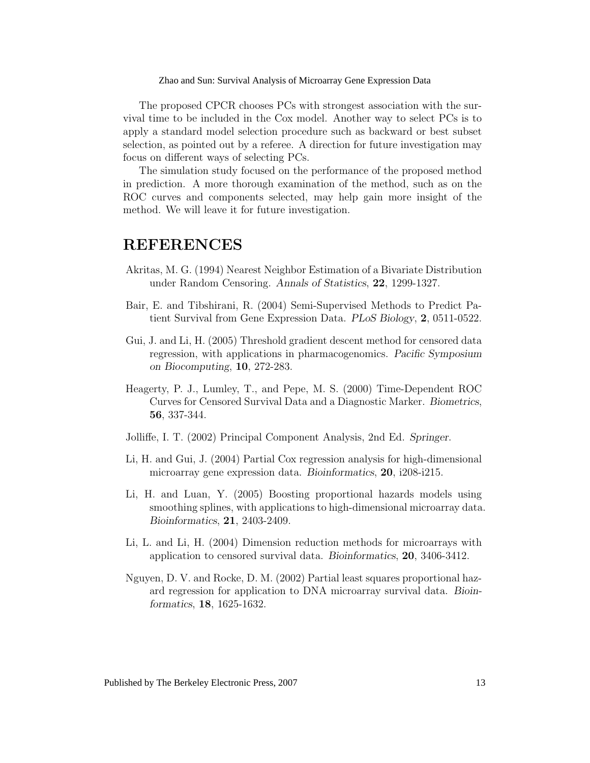The proposed CPCR chooses PCs with strongest association with the survival time to be included in the Cox model. Another way to select PCs is to apply a standard model selection procedure such as backward or best subset selection, as pointed out by a referee. A direction for future investigation may focus on different ways of selecting PCs.

The simulation study focused on the performance of the proposed method in prediction. A more thorough examination of the method, such as on the ROC curves and components selected, may help gain more insight of the method. We will leave it for future investigation.

# REFERENCES

Akritas, M. G. (1994) Nearest Neighbor Estimation of a Bivariate Distribution under Random Censoring. *Annals of Statistics*, **22**, 1299-1327.

Bair, E. and Tibshirani, R. (2004) Semi-Supervised Methods to Predict Patient Survival from Gene Expression Data. *PLoS Biology*, **2**, 0511-0522.

Gui, J. and Li, H. (2005) Threshold gradient descent method for censored data regression, with applications in pharmacogenomics. *Pacific Symposium on Biocomputing*, **10**, 272-283.

Heagerty, P. J., Lumley, T., and Pepe, M. S. (2000) Time-Dependent ROC Curves for Censored Survival Data and a Diagnostic Marker. *Biometrics*, **56**, 337-344.

Jolliffe, I. T. (2002) Principal Component Analysis, 2nd Ed. *Springer*.

Li, H. and Gui, J. (2004) Partial Cox regression analysis for high-dimensional microarray gene expression data. *Bioinformatics*, **20**, i208-i215.

Li, H. and Luan, Y. (2005) Boosting proportional hazards models using smoothing splines, with applications to high-dimensional microarray data. *Bioinformatics*, **21**, 2403-2409.

Li, L. and Li, H. (2004) Dimension reduction methods for microarrays with application to censored survival data. *Bioinformatics*, **20**, 3406-3412.

Nguyen, D. V. and Rocke, D. M. (2002) Partial least squares proportional hazard regression for application to DNA microarray survival data. *Bioinformatics*, **18**, 1625-1632.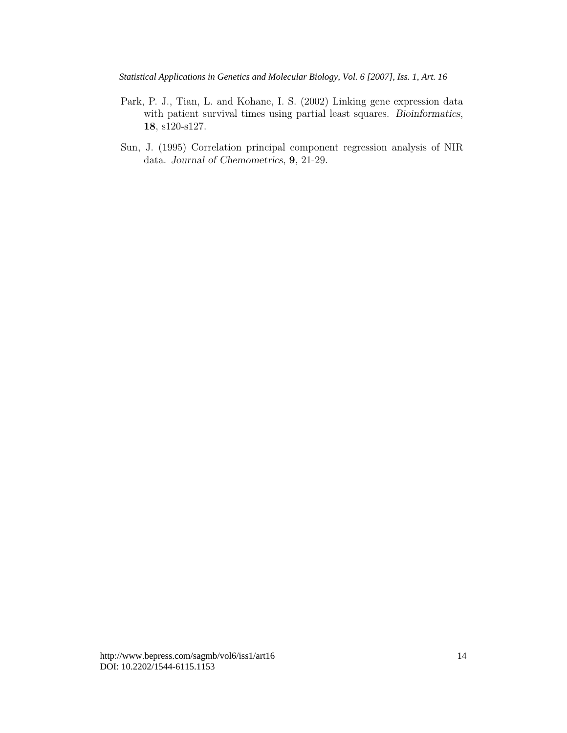Park, P. J., Tian, L. and Kohane, I. S. (2002) Linking gene expression data with patient survival times using partial least squares. *Bioinformatics*, **18**, s120-s127.

Sun, J. (1995) Correlation principal component regression analysis of NIR data. *Journal of Chemometrics*, **9**, 21-29.